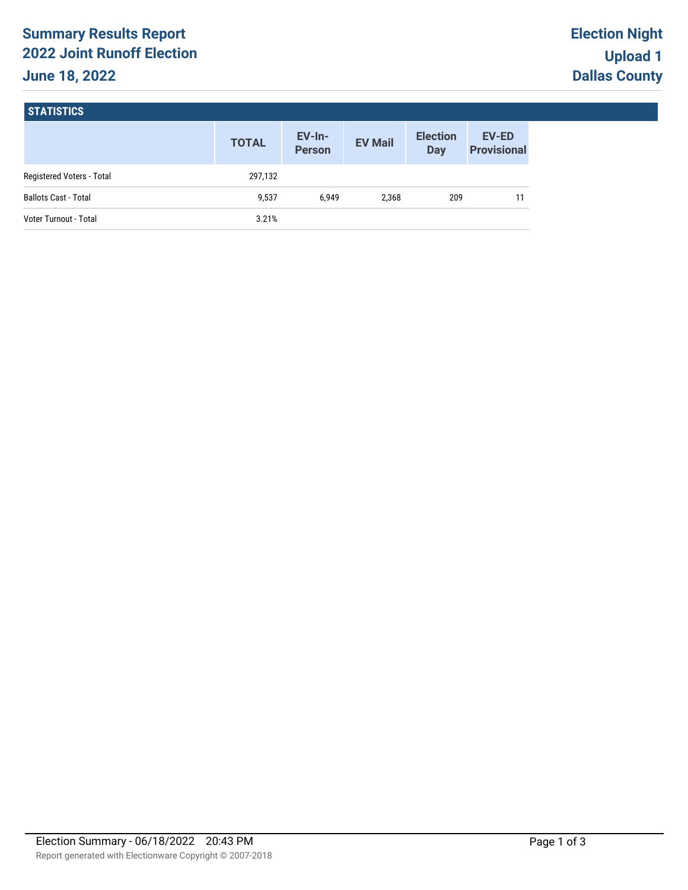# Summary Results Report
## 2022 Joint Runoff Election
## June 18, 2022

**Election Night**
**Upload 1**
**Dallas County**

### STATISTICS

| | TOTAL | EV-In-Person | EV Mail | Election Day | EV-ED Provisional |
|---|---|---|---|---|---|
| Registered Voters - Total | 297,132 | | | | |
| Ballots Cast - Total | 9,537 | 6,949 | 2,368 | 209 | 11 |
| Voter Turnout - Total | 3.21% | | | | |

Election Summary - 06/18/2022 20:43 PM

Report generated with Electionware Copyright © 2007-2018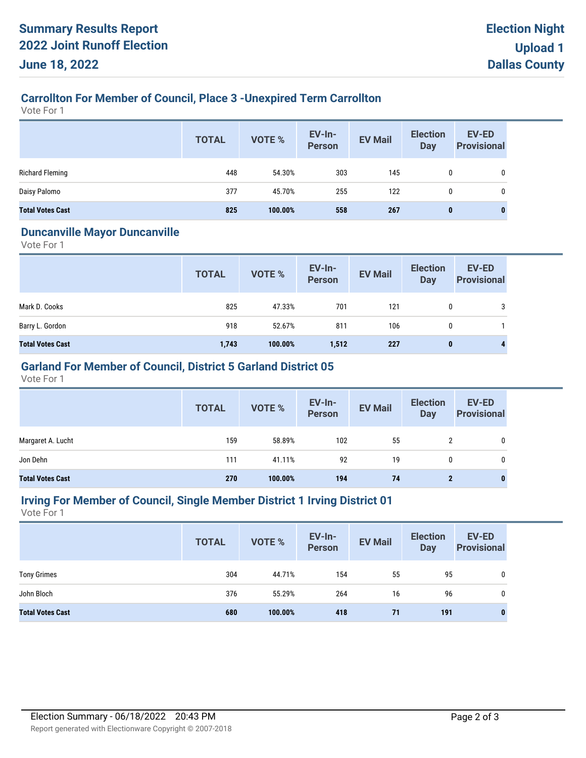# Summary Results Report
## 2022 Joint Runoff Election
## June 18, 2022

**Election Night**
**Upload 1**
**Dallas County**

### Carrollton For Member of Council, Place 3 -Unexpired Term Carrollton

Vote For 1

| | TOTAL | VOTE % | EV-In-Person | EV Mail | Election Day | EV-ED Provisional |
|---|---|---|---|---|---|---|
| Richard Fleming | 448 | 54.30% | 303 | 145 | 0 | 0 |
| Daisy Palomo | 377 | 45.70% | 255 | 122 | 0 | 0 |
| **Total Votes Cast** | **825** | **100.00%** | **558** | **267** | **0** | **0** |

### Duncanville Mayor Duncanville

Vote For 1

| | TOTAL | VOTE % | EV-In-Person | EV Mail | Election Day | EV-ED Provisional |
|---|---|---|---|---|---|---|
| Mark D. Cooks | 825 | 47.33% | 701 | 121 | 0 | 3 |
| Barry L. Gordon | 918 | 52.67% | 811 | 106 | 0 | 1 |
| **Total Votes Cast** | **1,743** | **100.00%** | **1,512** | **227** | **0** | **4** |

### Garland For Member of Council, District 5 Garland District 05

Vote For 1

| | TOTAL | VOTE % | EV-In-Person | EV Mail | Election Day | EV-ED Provisional |
|---|---|---|---|---|---|---|
| Margaret A. Lucht | 159 | 58.89% | 102 | 55 | 2 | 0 |
| Jon Dehn | 111 | 41.11% | 92 | 19 | 0 | 0 |
| **Total Votes Cast** | **270** | **100.00%** | **194** | **74** | **2** | **0** |

### Irving For Member of Council, Single Member District 1 Irving District 01

Vote For 1

| | TOTAL | VOTE % | EV-In-Person | EV Mail | Election Day | EV-ED Provisional |
|---|---|---|---|---|---|---|
| Tony Grimes | 304 | 44.71% | 154 | 55 | 95 | 0 |
| John Bloch | 376 | 55.29% | 264 | 16 | 96 | 0 |
| **Total Votes Cast** | **680** | **100.00%** | **418** | **71** | **191** | **0** |

Election Summary - 06/18/2022 20:43 PM

Report generated with Electionware Copyright © 2007-2018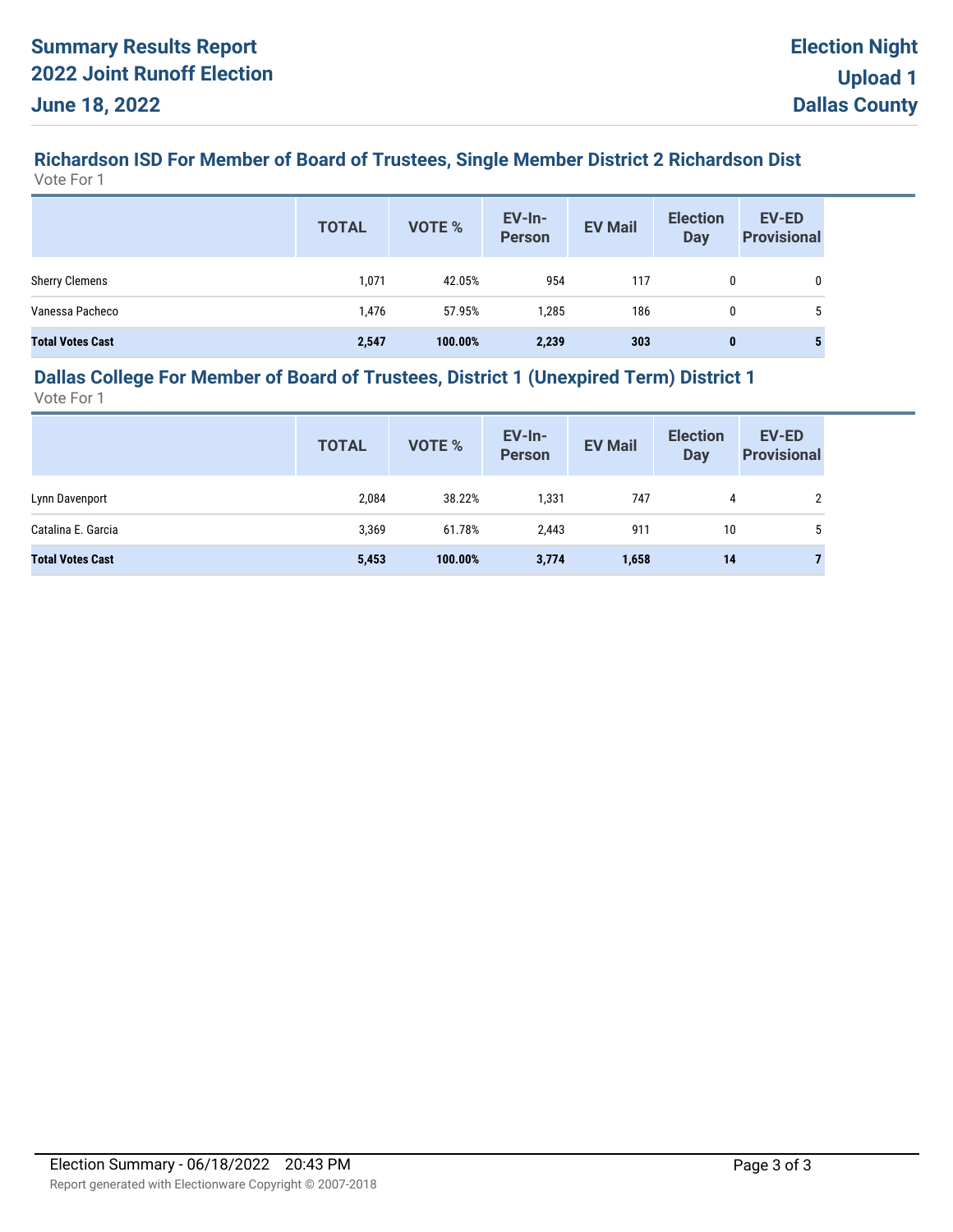# Summary Results Report
# 2022 Joint Runoff Election
# June 18, 2022

**Election Night**
**Upload 1**
**Dallas County**

## Richardson ISD For Member of Board of Trustees, Single Member District 2 Richardson Dist

Vote For 1

| | TOTAL | VOTE % | EV-In-Person | EV Mail | Election Day | EV-ED Provisional |
|---|---|---|---|---|---|---|
| Sherry Clemens | 1,071 | 42.05% | 954 | 117 | 0 | 0 |
| Vanessa Pacheco | 1,476 | 57.95% | 1,285 | 186 | 0 | 5 |
| **Total Votes Cast** | **2,547** | **100.00%** | **2,239** | **303** | **0** | **5** |

## Dallas College For Member of Board of Trustees, District 1 (Unexpired Term) District 1

Vote For 1

| | TOTAL | VOTE % | EV-In-Person | EV Mail | Election Day | EV-ED Provisional |
|---|---|---|---|---|---|---|
| Lynn Davenport | 2,084 | 38.22% | 1,331 | 747 | 4 | 2 |
| Catalina E. Garcia | 3,369 | 61.78% | 2,443 | 911 | 10 | 5 |
| **Total Votes Cast** | **5,453** | **100.00%** | **3,774** | **1,658** | **14** | **7** |

Election Summary - 06/18/2022 20:43 PM

Report generated with Electionware Copyright © 2007-2018